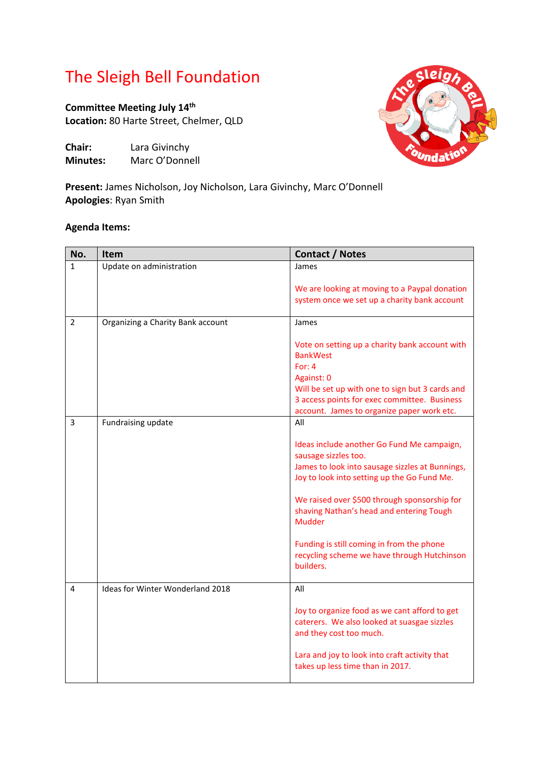# The Sleigh Bell Foundation

**Committee Meeting July 14th**
**Location:** 80 Harte Street, Chelmer, QLD

**Chair:** Lara Givinchy
**Minutes:** Marc O'Donnell

**Present:** James Nicholson, Joy Nicholson, Lara Givinchy, Marc O'Donnell
**Apologies**: Ryan Smith

**Agenda Items:**

| No. | Item | Contact / Notes |
| --- | --- | --- |
| 1 | Update on administration | James<br><br>We are looking at moving to a Paypal donation system once we set up a charity bank account |
| 2 | Organizing a Charity Bank account | James<br><br>Vote on setting up a charity bank account with BankWest<br>For: 4<br>Against: 0<br>Will be set up with one to sign but 3 cards and 3 access points for exec committee. Business account. James to organize paper work etc. |
| 3 | Fundraising update | All<br><br>Ideas include another Go Fund Me campaign, sausage sizzles too.<br>James to look into sausage sizzles at Bunnings, Joy to look into setting up the Go Fund Me.<br><br>We raised over $500 through sponsorship for shaving Nathan's head and entering Tough Mudder<br><br>Funding is still coming in from the phone recycling scheme we have through Hutchinson builders. |
| 4 | Ideas for Winter Wonderland 2018 | All<br><br>Joy to organize food as we cant afford to get caterers. We also looked at suasgae sizzles and they cost too much.<br><br>Lara and joy to look into craft activity that takes up less time than in 2017. |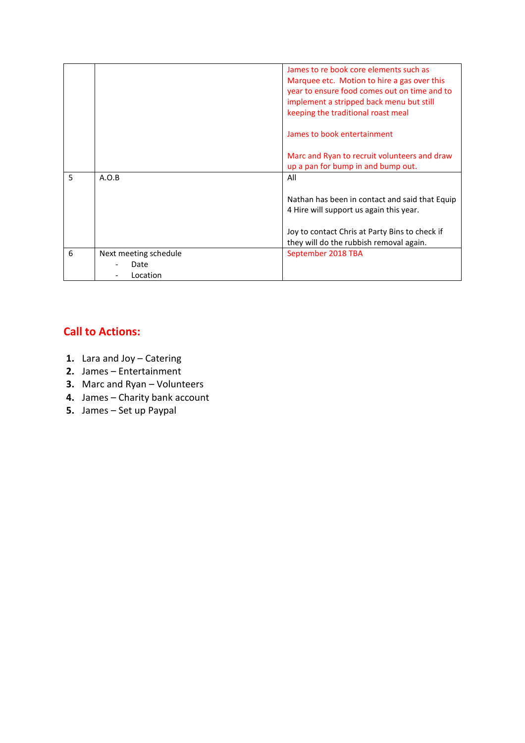| | | |
|---|---|---|
| | | James to re book core elements such as Marquee etc. Motion to hire a gas over this year to ensure food comes out on time and to implement a stripped back menu but still keeping the traditional roast meal<br><br>James to book entertainment<br><br>Marc and Ryan to recruit volunteers and draw up a pan for bump in and bump out. |
| 5 | A.O.B | All<br><br>Nathan has been in contact and said that Equip 4 Hire will support us again this year.<br><br>Joy to contact Chris at Party Bins to check if they will do the rubbish removal again. |
| 6 | Next meeting schedule<br>- Date<br>- Location | September 2018 TBA |

## Call to Actions:

1. Lara and Joy – Catering
2. James – Entertainment
3. Marc and Ryan – Volunteers
4. James – Charity bank account
5. James – Set up Paypal